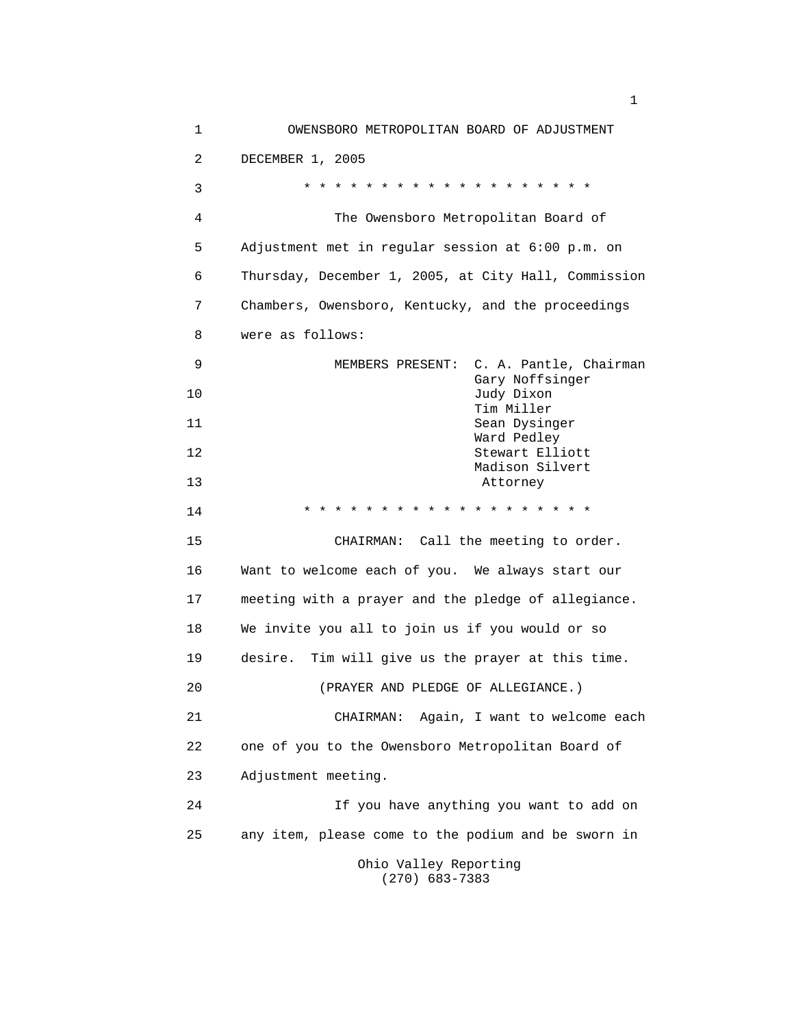OWENSBORO METROPOLITAN BOARD OF ADJUSTMENT

DECEMBER 1, 2005

* * * * * * * * * * * * * * * * * * * *

The Owensboro Metropolitan Board of Adjustment met in regular session at 6:00 p.m. on Thursday, December 1, 2005, at City Hall, Commission Chambers, Owensboro, Kentucky, and the proceedings were as follows:

MEMBERS PRESENT: C. A. Pantle, Chairman
Gary Noffsinger
Judy Dixon
Tim Miller
Sean Dysinger
Ward Pedley
Stewart Elliott
Madison Silvert
Attorney

* * * * * * * * * * * * * * * * * * * *

CHAIRMAN: Call the meeting to order. Want to welcome each of you. We always start our meeting with a prayer and the pledge of allegiance. We invite you all to join us if you would or so desire. Tim will give us the prayer at this time.

(PRAYER AND PLEDGE OF ALLEGIANCE.)

CHAIRMAN: Again, I want to welcome each one of you to the Owensboro Metropolitan Board of Adjustment meeting.

If you have anything you want to add on any item, please come to the podium and be sworn in

Ohio Valley Reporting
(270) 683-7383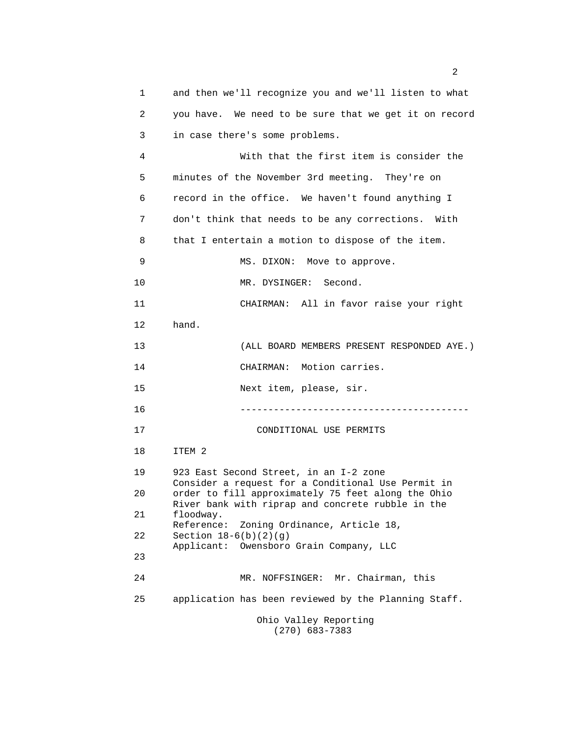and then we'll recognize you and we'll listen to what you have. We need to be sure that we get it on record in case there's some problems.

With that the first item is consider the minutes of the November 3rd meeting. They're on record in the office. We haven't found anything I don't think that needs to be any corrections. With that I entertain a motion to dispose of the item.

MS. DIXON: Move to approve.

MR. DYSINGER: Second.

CHAIRMAN: All in favor raise your right hand.

(ALL BOARD MEMBERS PRESENT RESPONDED AYE.)

CHAIRMAN: Motion carries.

Next item, please, sir.

---

## CONDITIONAL USE PERMITS

ITEM 2

923 East Second Street, in an I-2 zone
Consider a request for a Conditional Use Permit in order to fill approximately 75 feet along the Ohio River bank with riprap and concrete rubble in the floodway.
Reference: Zoning Ordinance, Article 18, Section 18-6(b)(2)(g)
Applicant: Owensboro Grain Company, LLC

MR. NOFFSINGER: Mr. Chairman, this application has been reviewed by the Planning Staff.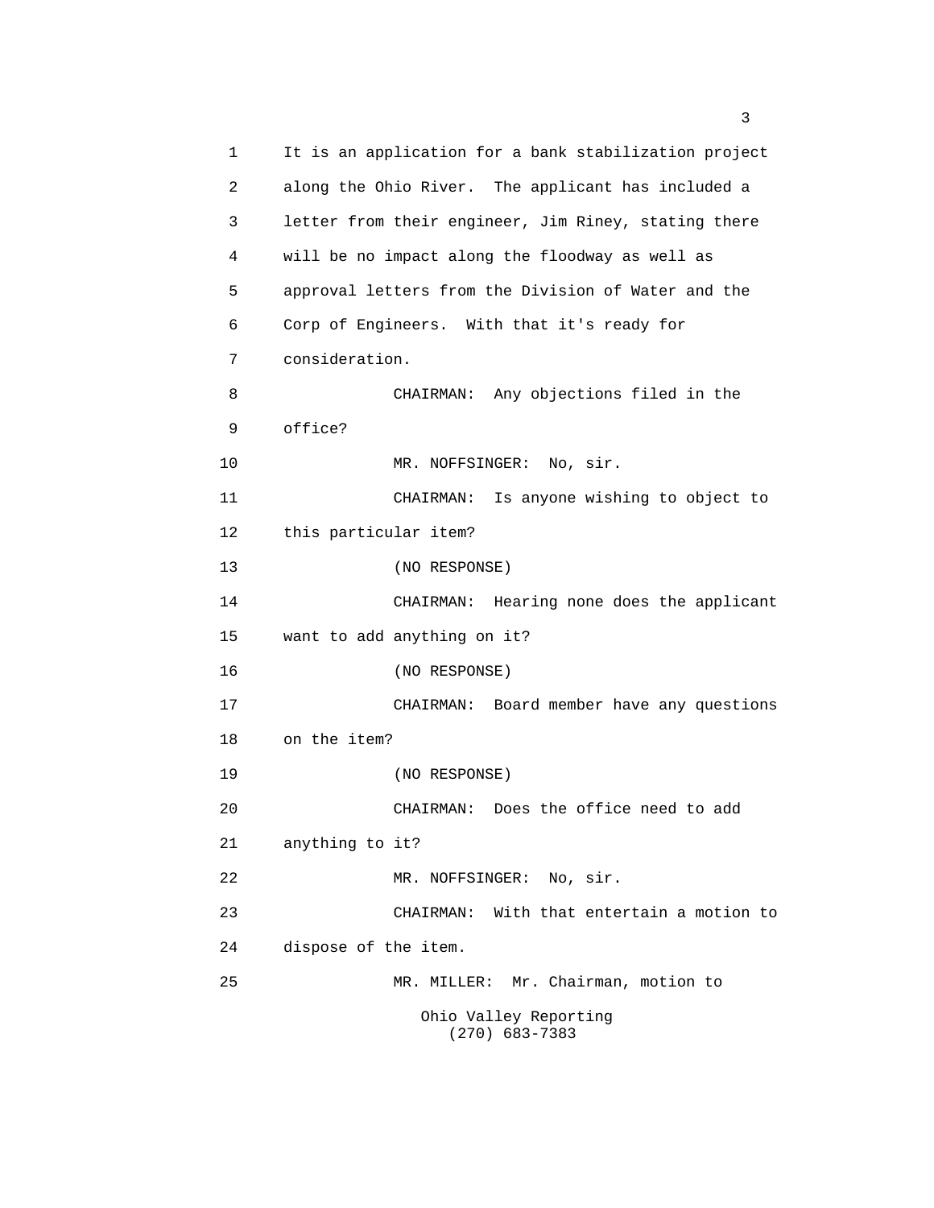It is an application for a bank stabilization project along the Ohio River. The applicant has included a letter from their engineer, Jim Riney, stating there will be no impact along the floodway as well as approval letters from the Division of Water and the Corp of Engineers. With that it's ready for consideration.

CHAIRMAN: Any objections filed in the office?

MR. NOFFSINGER: No, sir.

CHAIRMAN: Is anyone wishing to object to this particular item?

(NO RESPONSE)

CHAIRMAN: Hearing none does the applicant want to add anything on it?

(NO RESPONSE)

CHAIRMAN: Board member have any questions on the item?

(NO RESPONSE)

CHAIRMAN: Does the office need to add anything to it?

MR. NOFFSINGER: No, sir.

CHAIRMAN: With that entertain a motion to dispose of the item.

MR. MILLER: Mr. Chairman, motion to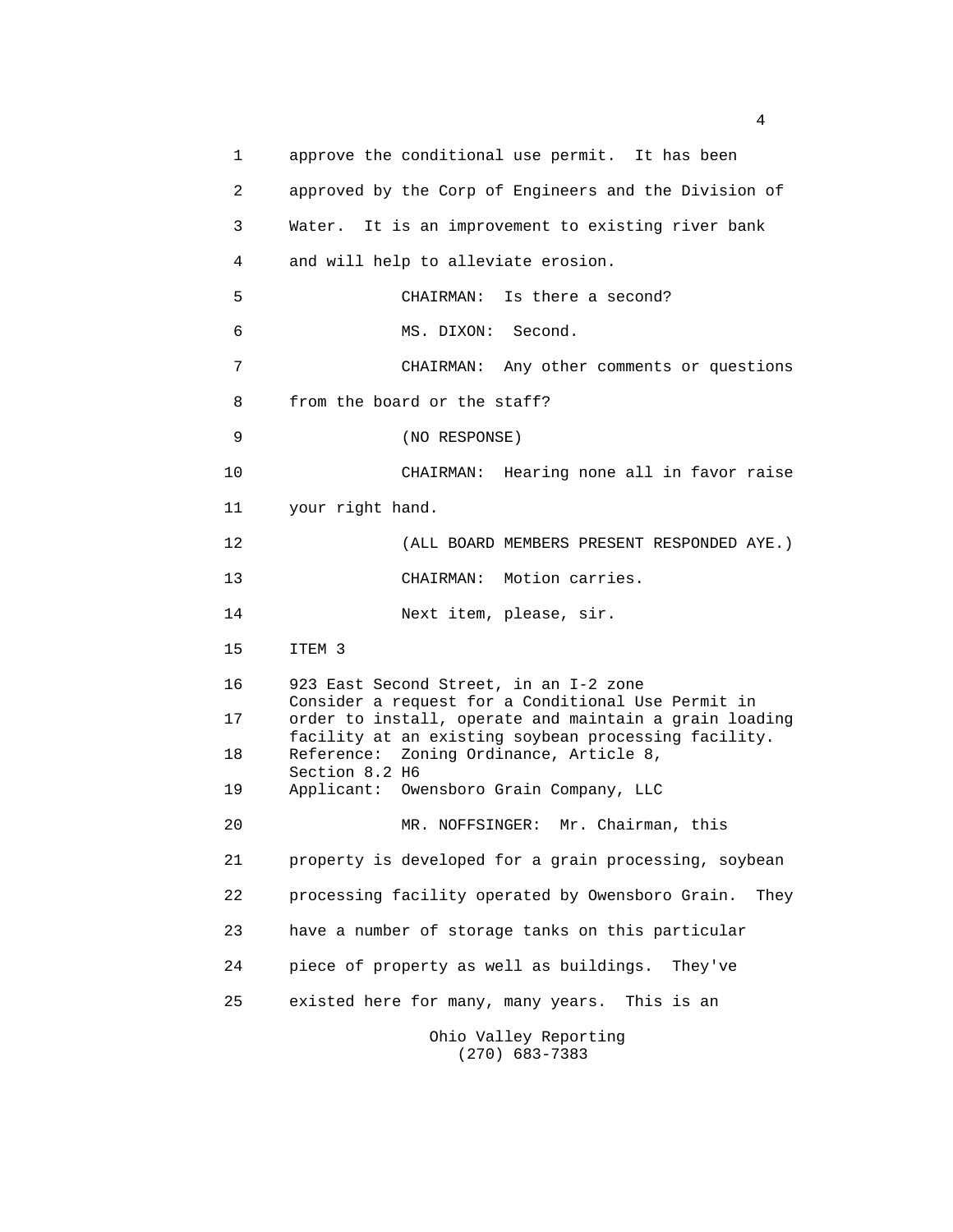1 approve the conditional use permit. It has been
2 approved by the Corp of Engineers and the Division of
3 Water. It is an improvement to existing river bank
4 and will help to alleviate erosion.
5 CHAIRMAN: Is there a second?
6 MS. DIXON: Second.
7 CHAIRMAN: Any other comments or questions
8 from the board or the staff?
9 (NO RESPONSE)
10 CHAIRMAN: Hearing none all in favor raise
11 your right hand.
12 (ALL BOARD MEMBERS PRESENT RESPONDED AYE.)
13 CHAIRMAN: Motion carries.
14 Next item, please, sir.
15 ITEM 3
16 923 East Second Street, in an I-2 zone
Consider a request for a Conditional Use Permit in
17 order to install, operate and maintain a grain loading
facility at an existing soybean processing facility.
18 Reference: Zoning Ordinance, Article 8,
Section 8.2 H6
19 Applicant: Owensboro Grain Company, LLC
20 MR. NOFFSINGER: Mr. Chairman, this
21 property is developed for a grain processing, soybean
22 processing facility operated by Owensboro Grain. They
23 have a number of storage tanks on this particular
24 piece of property as well as buildings. They've
25 existed here for many, many years. This is an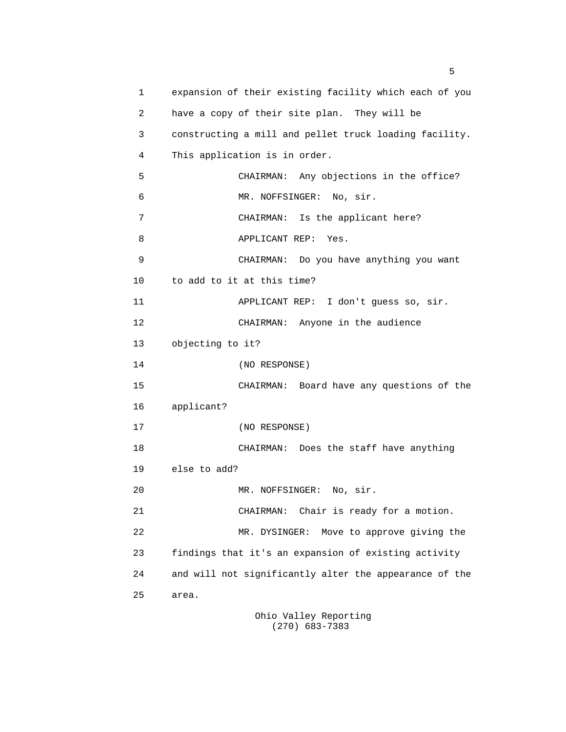expansion of their existing facility which each of you have a copy of their site plan. They will be constructing a mill and pellet truck loading facility. This application is in order.

CHAIRMAN: Any objections in the office?

MR. NOFFSINGER: No, sir.

CHAIRMAN: Is the applicant here?

APPLICANT REP: Yes.

CHAIRMAN: Do you have anything you want to add to it at this time?

APPLICANT REP: I don't guess so, sir.

CHAIRMAN: Anyone in the audience objecting to it?

(NO RESPONSE)

CHAIRMAN: Board have any questions of the applicant?

(NO RESPONSE)

CHAIRMAN: Does the staff have anything else to add?

MR. NOFFSINGER: No, sir.

CHAIRMAN: Chair is ready for a motion.

MR. DYSINGER: Move to approve giving the findings that it's an expansion of existing activity and will not significantly alter the appearance of the area.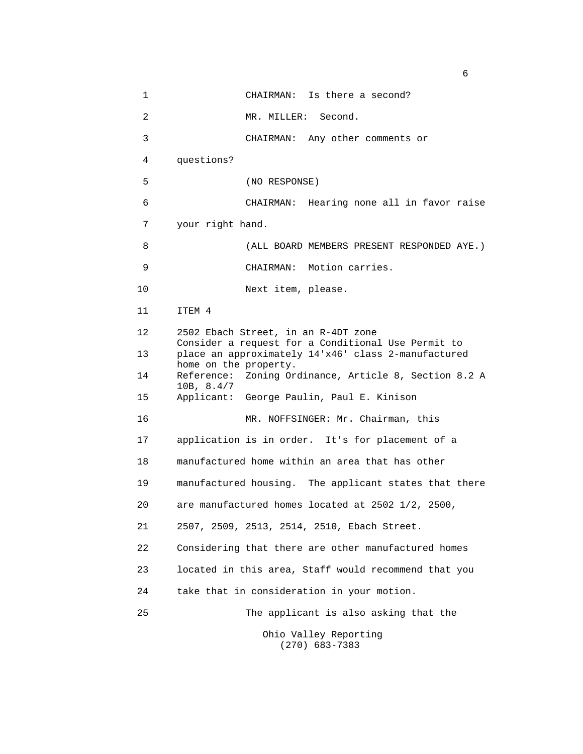CHAIRMAN: Is there a second?

MR. MILLER: Second.

CHAIRMAN: Any other comments or questions?

(NO RESPONSE)

CHAIRMAN: Hearing none all in favor raise your right hand.

(ALL BOARD MEMBERS PRESENT RESPONDED AYE.)

CHAIRMAN: Motion carries.

Next item, please.

ITEM 4

2502 Ebach Street, in an R-4DT zone
Consider a request for a Conditional Use Permit to place an approximately 14'x46' class 2-manufactured home on the property.
Reference: Zoning Ordinance, Article 8, Section 8.2 A 10B, 8.4/7
Applicant: George Paulin, Paul E. Kinison

MR. NOFFSINGER: Mr. Chairman, this application is in order. It's for placement of a manufactured home within an area that has other manufactured housing. The applicant states that there are manufactured homes located at 2502 1/2, 2500, 2507, 2509, 2513, 2514, 2510, Ebach Street. Considering that there are other manufactured homes located in this area, Staff would recommend that you take that in consideration in your motion.

The applicant is also asking that the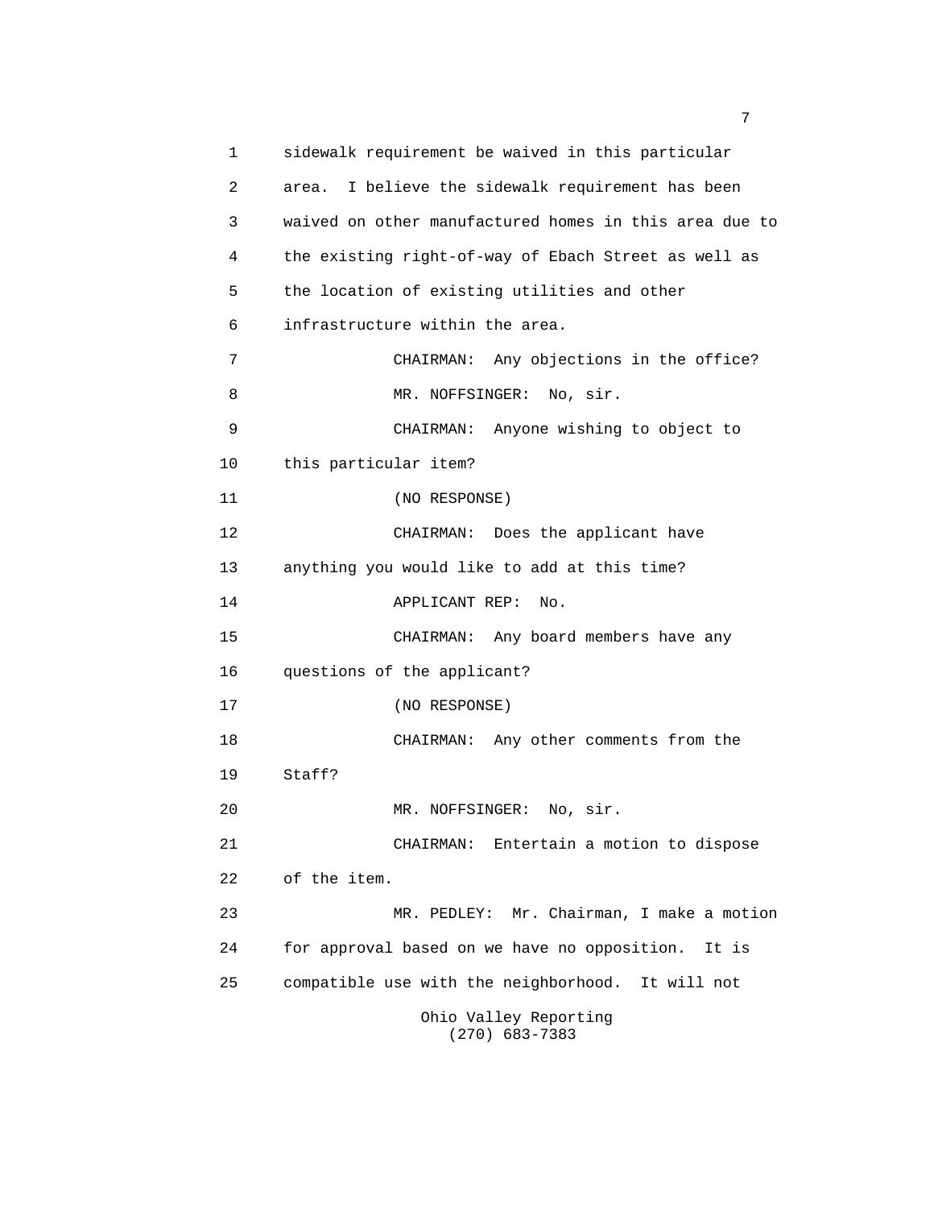1 sidewalk requirement be waived in this particular
2 area. I believe the sidewalk requirement has been
3 waived on other manufactured homes in this area due to
4 the existing right-of-way of Ebach Street as well as
5 the location of existing utilities and other
6 infrastructure within the area.
7 CHAIRMAN: Any objections in the office?
8 MR. NOFFSINGER: No, sir.
9 CHAIRMAN: Anyone wishing to object to
10 this particular item?
11 (NO RESPONSE)
12 CHAIRMAN: Does the applicant have
13 anything you would like to add at this time?
14 APPLICANT REP: No.
15 CHAIRMAN: Any board members have any
16 questions of the applicant?
17 (NO RESPONSE)
18 CHAIRMAN: Any other comments from the
19 Staff?
20 MR. NOFFSINGER: No, sir.
21 CHAIRMAN: Entertain a motion to dispose
22 of the item.
23 MR. PEDLEY: Mr. Chairman, I make a motion
24 for approval based on we have no opposition. It is
25 compatible use with the neighborhood. It will not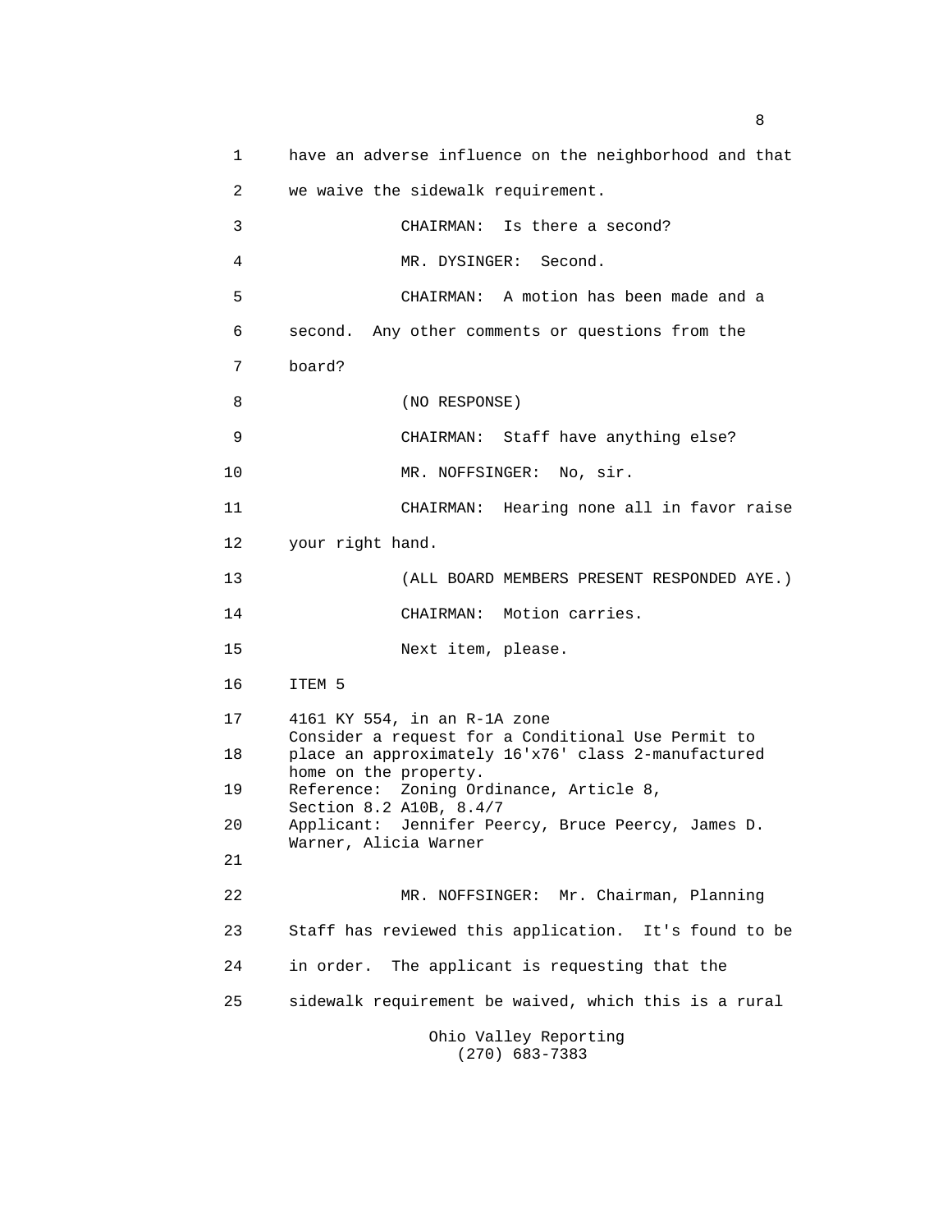have an adverse influence on the neighborhood and that we waive the sidewalk requirement.

CHAIRMAN: Is there a second?

MR. DYSINGER: Second.

CHAIRMAN: A motion has been made and a second. Any other comments or questions from the board?

(NO RESPONSE)

CHAIRMAN: Staff have anything else?

MR. NOFFSINGER: No, sir.

CHAIRMAN: Hearing none all in favor raise your right hand.

(ALL BOARD MEMBERS PRESENT RESPONDED AYE.)

CHAIRMAN: Motion carries.

Next item, please.

ITEM 5

4161 KY 554, in an R-1A zone
Consider a request for a Conditional Use Permit to place an approximately 16'x76' class 2-manufactured home on the property.
Reference: Zoning Ordinance, Article 8, Section 8.2 A10B, 8.4/7
Applicant: Jennifer Peercy, Bruce Peercy, James D. Warner, Alicia Warner

MR. NOFFSINGER: Mr. Chairman, Planning Staff has reviewed this application. It's found to be in order. The applicant is requesting that the sidewalk requirement be waived, which this is a rural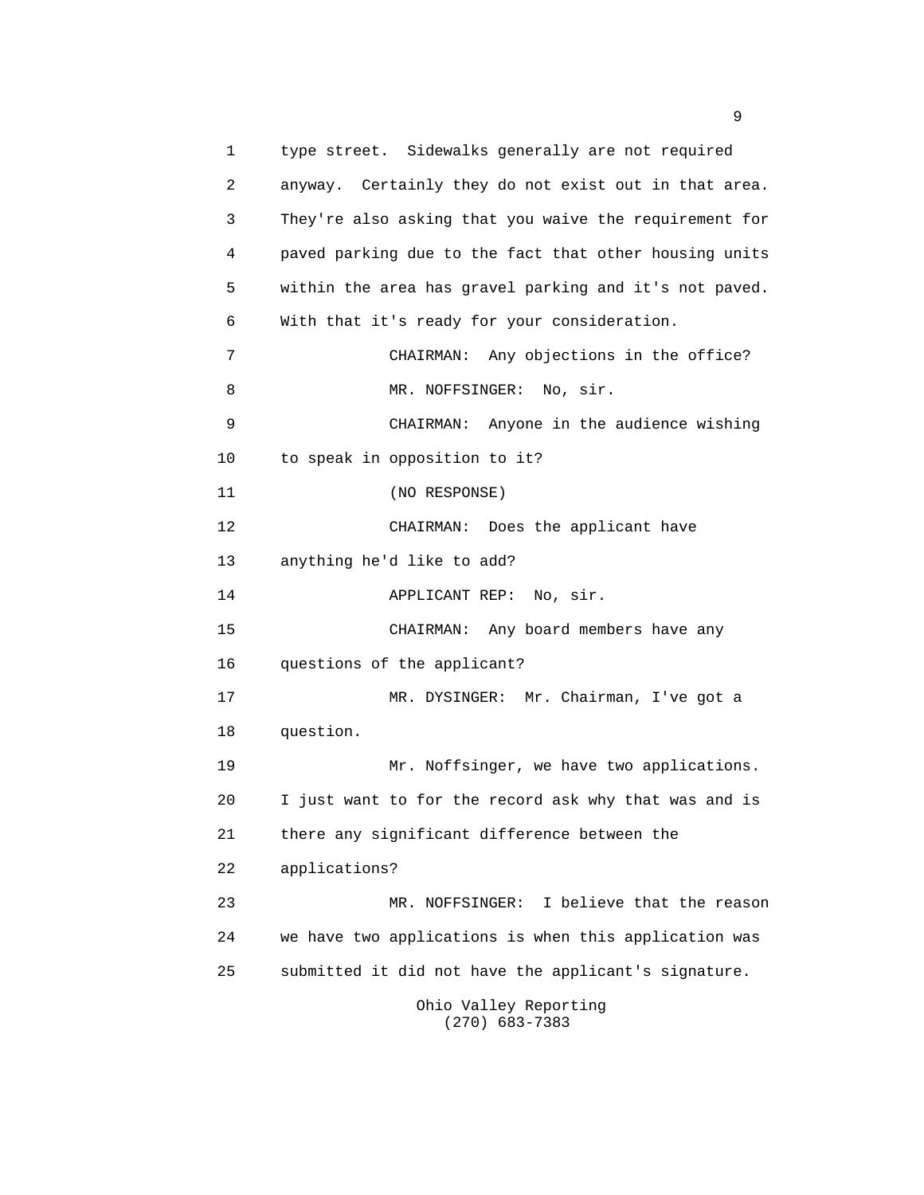1 type street. Sidewalks generally are not required
2 anyway. Certainly they do not exist out in that area.
3 They're also asking that you waive the requirement for
4 paved parking due to the fact that other housing units
5 within the area has gravel parking and it's not paved.
6 With that it's ready for your consideration.
7 CHAIRMAN: Any objections in the office?
8 MR. NOFFSINGER: No, sir.
9 CHAIRMAN: Anyone in the audience wishing
10 to speak in opposition to it?
11 (NO RESPONSE)
12 CHAIRMAN: Does the applicant have
13 anything he'd like to add?
14 APPLICANT REP: No, sir.
15 CHAIRMAN: Any board members have any
16 questions of the applicant?
17 MR. DYSINGER: Mr. Chairman, I've got a
18 question.
19 Mr. Noffsinger, we have two applications.
20 I just want to for the record ask why that was and is
21 there any significant difference between the
22 applications?
23 MR. NOFFSINGER: I believe that the reason
24 we have two applications is when this application was
25 submitted it did not have the applicant's signature.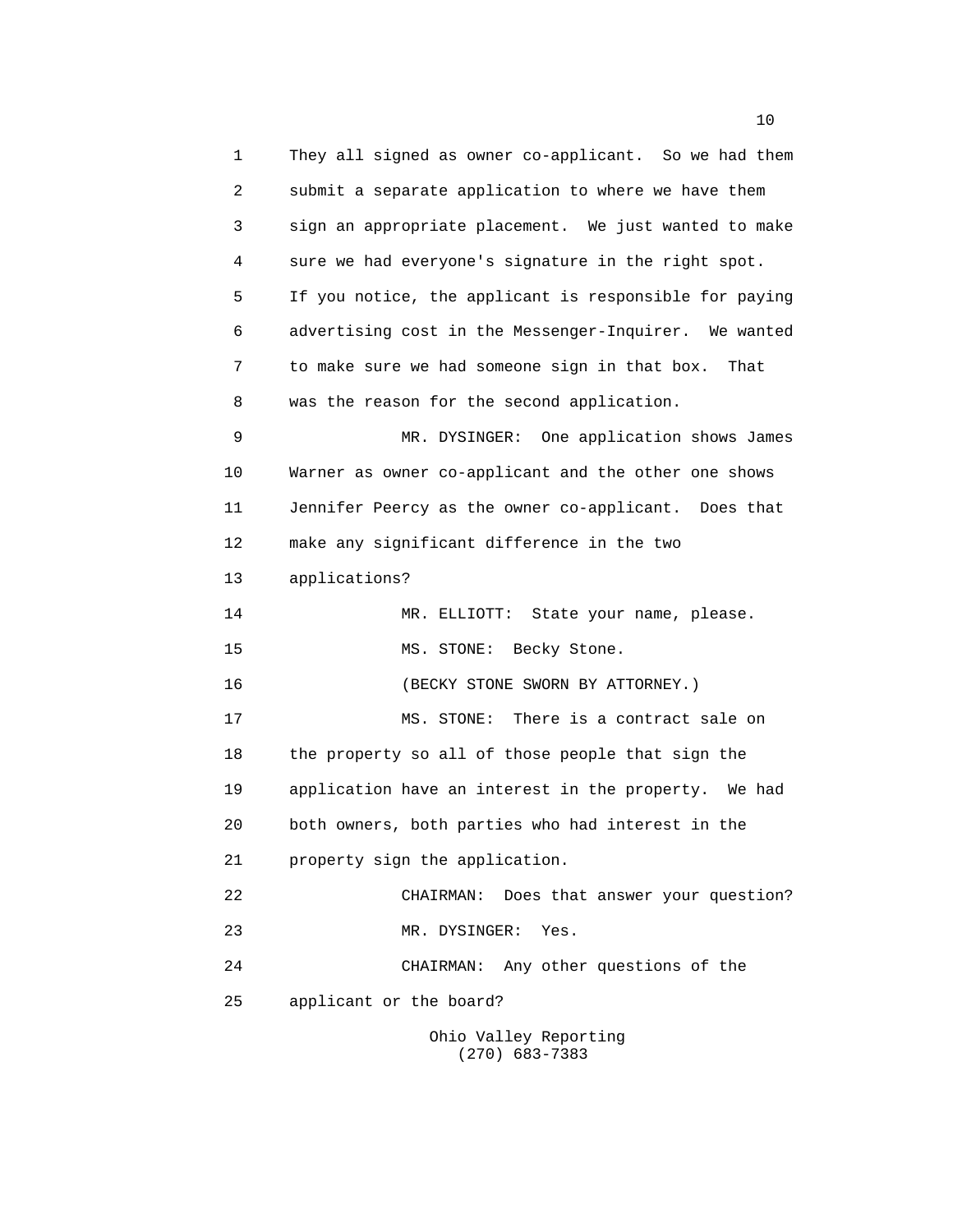They all signed as owner co-applicant. So we had them submit a separate application to where we have them sign an appropriate placement. We just wanted to make sure we had everyone's signature in the right spot. If you notice, the applicant is responsible for paying advertising cost in the Messenger-Inquirer. We wanted to make sure we had someone sign in that box. That was the reason for the second application.

MR. DYSINGER: One application shows James Warner as owner co-applicant and the other one shows Jennifer Peercy as the owner co-applicant. Does that make any significant difference in the two applications?

MR. ELLIOTT: State your name, please.

MS. STONE: Becky Stone.

(BECKY STONE SWORN BY ATTORNEY.)

MS. STONE: There is a contract sale on the property so all of those people that sign the application have an interest in the property. We had both owners, both parties who had interest in the property sign the application.

CHAIRMAN: Does that answer your question?

MR. DYSINGER: Yes.

CHAIRMAN: Any other questions of the applicant or the board?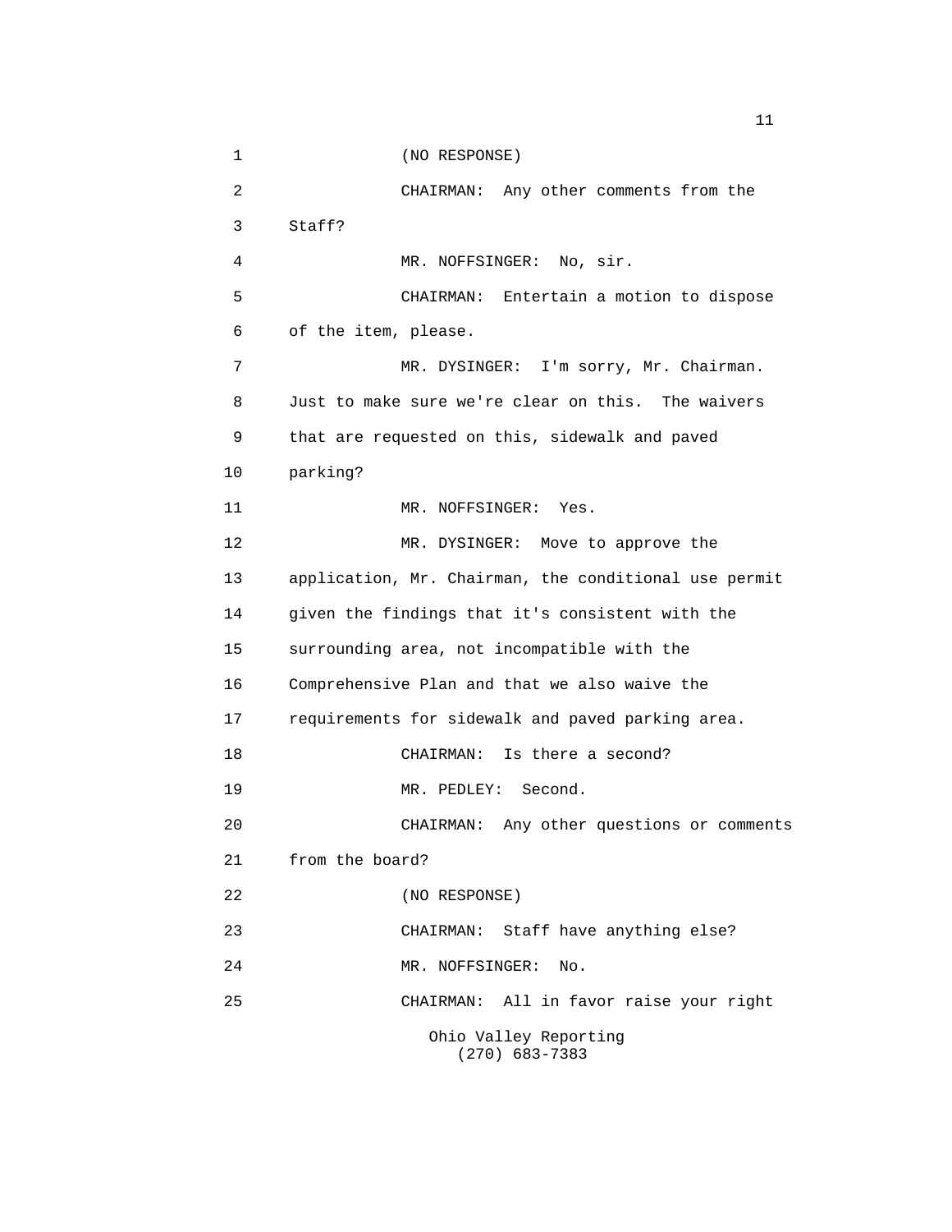(NO RESPONSE)

CHAIRMAN: Any other comments from the Staff?

MR. NOFFSINGER: No, sir.

CHAIRMAN: Entertain a motion to dispose of the item, please.

MR. DYSINGER: I'm sorry, Mr. Chairman. Just to make sure we're clear on this. The waivers that are requested on this, sidewalk and paved parking?

MR. NOFFSINGER: Yes.

MR. DYSINGER: Move to approve the application, Mr. Chairman, the conditional use permit given the findings that it's consistent with the surrounding area, not incompatible with the Comprehensive Plan and that we also waive the requirements for sidewalk and paved parking area.

CHAIRMAN: Is there a second?

MR. PEDLEY: Second.

CHAIRMAN: Any other questions or comments from the board?

(NO RESPONSE)

CHAIRMAN: Staff have anything else?

MR. NOFFSINGER: No.

CHAIRMAN: All in favor raise your right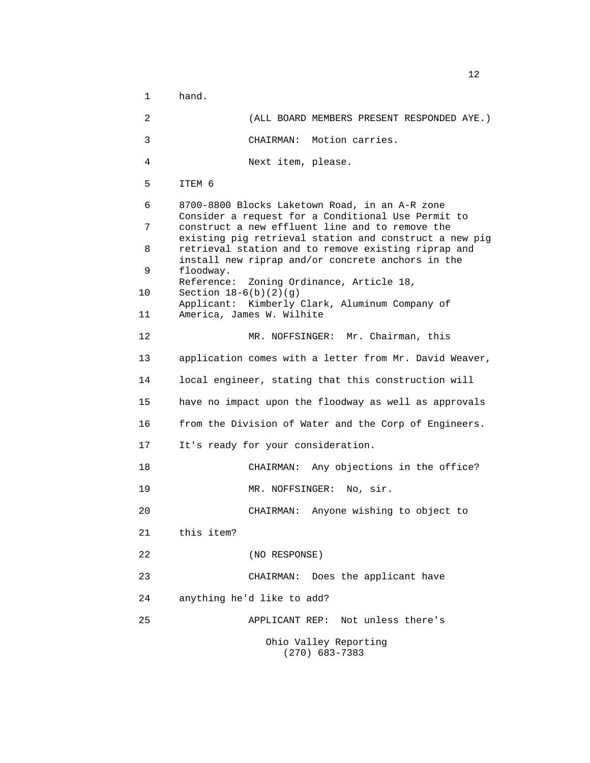1 hand.

2 (ALL BOARD MEMBERS PRESENT RESPONDED AYE.)

3 CHAIRMAN: Motion carries.

4 Next item, please.

5 ITEM 6

6 8700-8800 Blocks Laketown Road, in an A-R zone
Consider a request for a Conditional Use Permit to
7 construct a new effluent line and to remove the
existing pig retrieval station and construct a new pig
8 retrieval station and to remove existing riprap and
install new riprap and/or concrete anchors in the
9 floodway.
Reference: Zoning Ordinance, Article 18,
10 Section 18-6(b)(2)(g)
Applicant: Kimberly Clark, Aluminum Company of
11 America, James W. Wilhite

12 MR. NOFFSINGER: Mr. Chairman, this

13 application comes with a letter from Mr. David Weaver,

14 local engineer, stating that this construction will

15 have no impact upon the floodway as well as approvals

16 from the Division of Water and the Corp of Engineers.

17 It's ready for your consideration.

18 CHAIRMAN: Any objections in the office?

19 MR. NOFFSINGER: No, sir.

20 CHAIRMAN: Anyone wishing to object to

21 this item?

22 (NO RESPONSE)

23 CHAIRMAN: Does the applicant have

24 anything he'd like to add?

25 APPLICANT REP: Not unless there's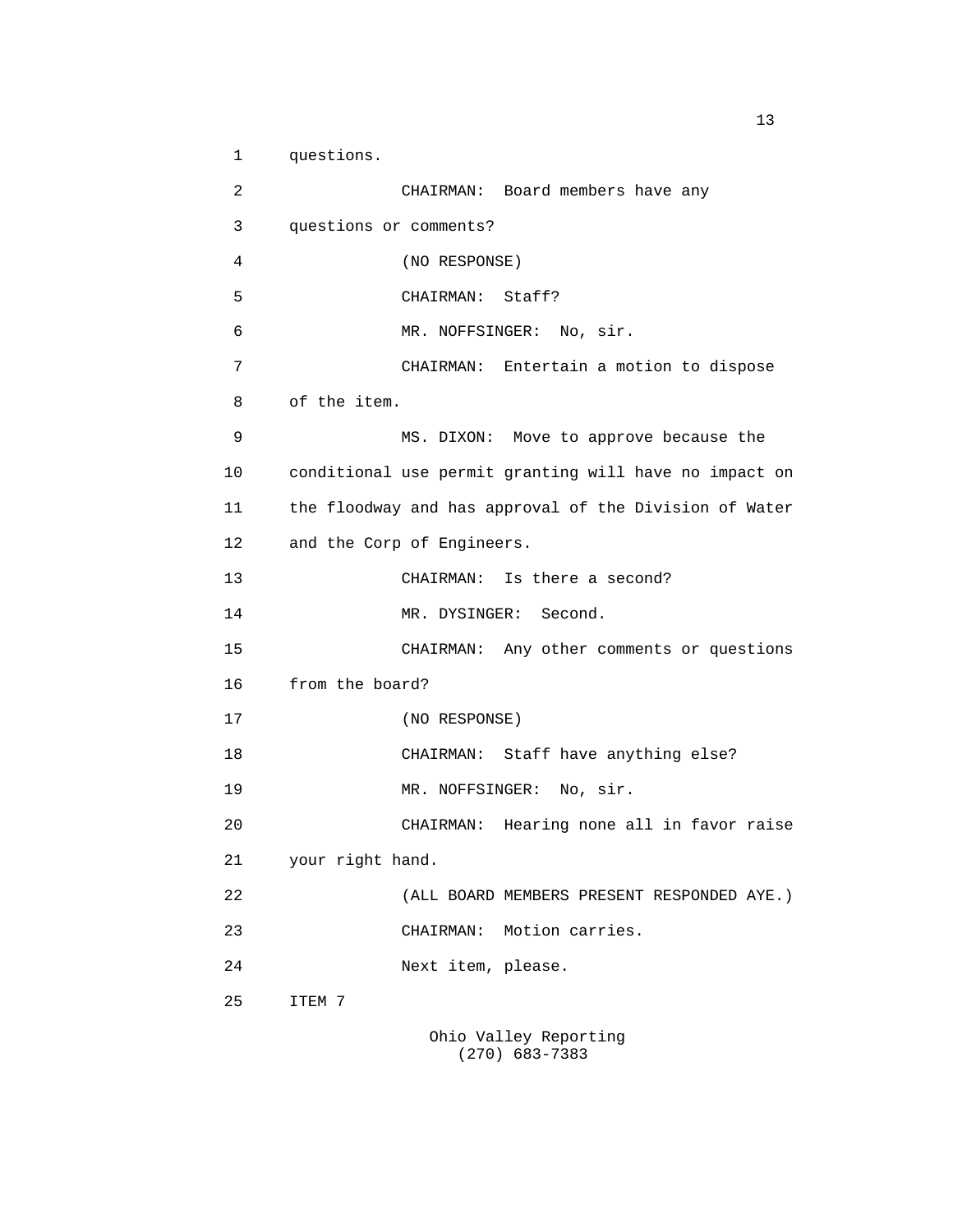questions.

CHAIRMAN: Board members have any questions or comments?

(NO RESPONSE)

CHAIRMAN: Staff?

MR. NOFFSINGER: No, sir.

CHAIRMAN: Entertain a motion to dispose of the item.

MS. DIXON: Move to approve because the conditional use permit granting will have no impact on the floodway and has approval of the Division of Water and the Corp of Engineers.

CHAIRMAN: Is there a second?

MR. DYSINGER: Second.

CHAIRMAN: Any other comments or questions from the board?

(NO RESPONSE)

CHAIRMAN: Staff have anything else?

MR. NOFFSINGER: No, sir.

CHAIRMAN: Hearing none all in favor raise your right hand.

(ALL BOARD MEMBERS PRESENT RESPONDED AYE.)

CHAIRMAN: Motion carries.

Next item, please.

ITEM 7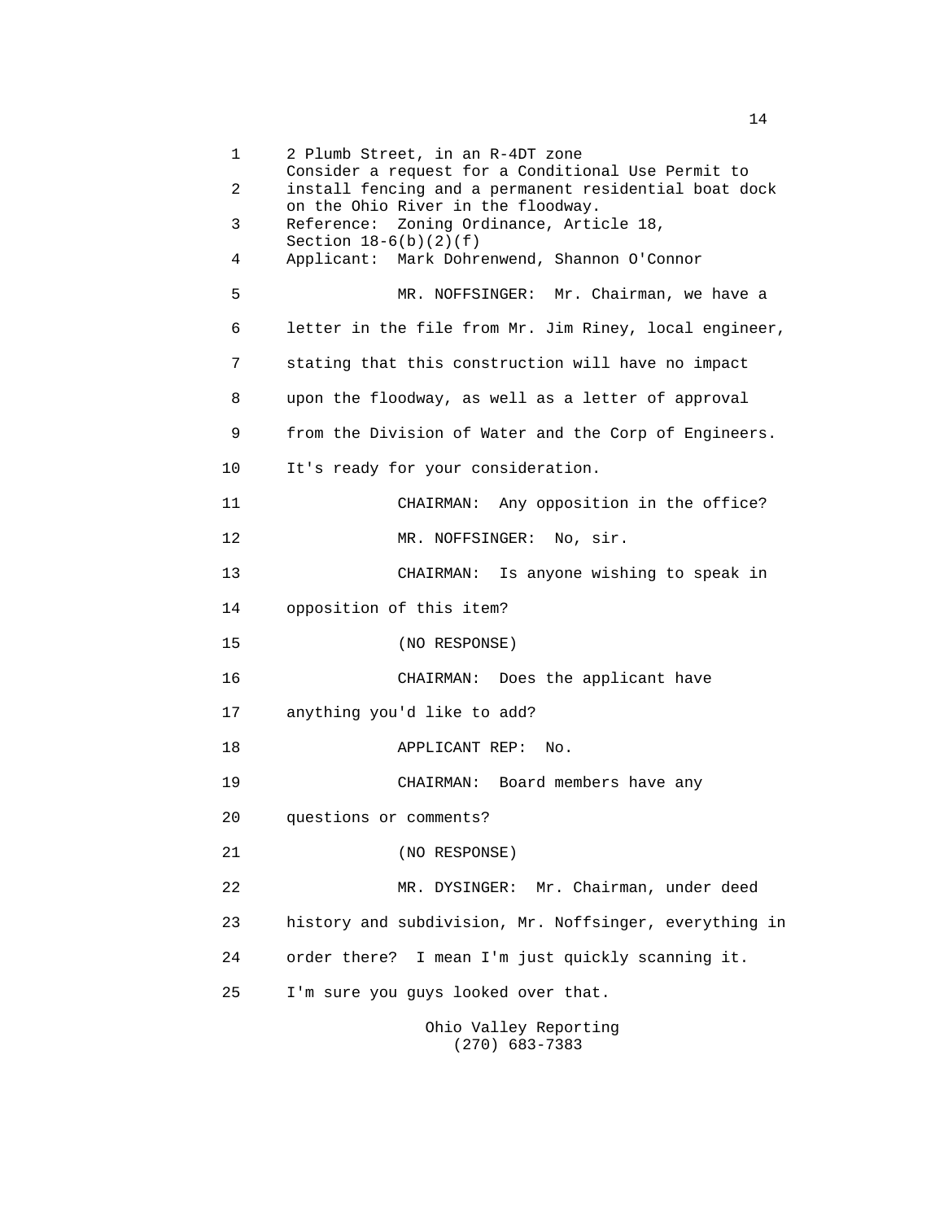1 2 Plumb Street, in an R-4DT zone
Consider a request for a Conditional Use Permit to
2 install fencing and a permanent residential boat dock
on the Ohio River in the floodway.
3 Reference: Zoning Ordinance, Article 18,
Section 18-6(b)(2)(f)
4 Applicant: Mark Dohrenwend, Shannon O'Connor

5 MR. NOFFSINGER: Mr. Chairman, we have a

6 letter in the file from Mr. Jim Riney, local engineer,

7 stating that this construction will have no impact

8 upon the floodway, as well as a letter of approval

9 from the Division of Water and the Corp of Engineers.

10 It's ready for your consideration.

11 CHAIRMAN: Any opposition in the office?

12 MR. NOFFSINGER: No, sir.

13 CHAIRMAN: Is anyone wishing to speak in

14 opposition of this item?

15 (NO RESPONSE)

16 CHAIRMAN: Does the applicant have

17 anything you'd like to add?

18 APPLICANT REP: No.

19 CHAIRMAN: Board members have any

20 questions or comments?

21 (NO RESPONSE)

22 MR. DYSINGER: Mr. Chairman, under deed

23 history and subdivision, Mr. Noffsinger, everything in

24 order there? I mean I'm just quickly scanning it.

25 I'm sure you guys looked over that.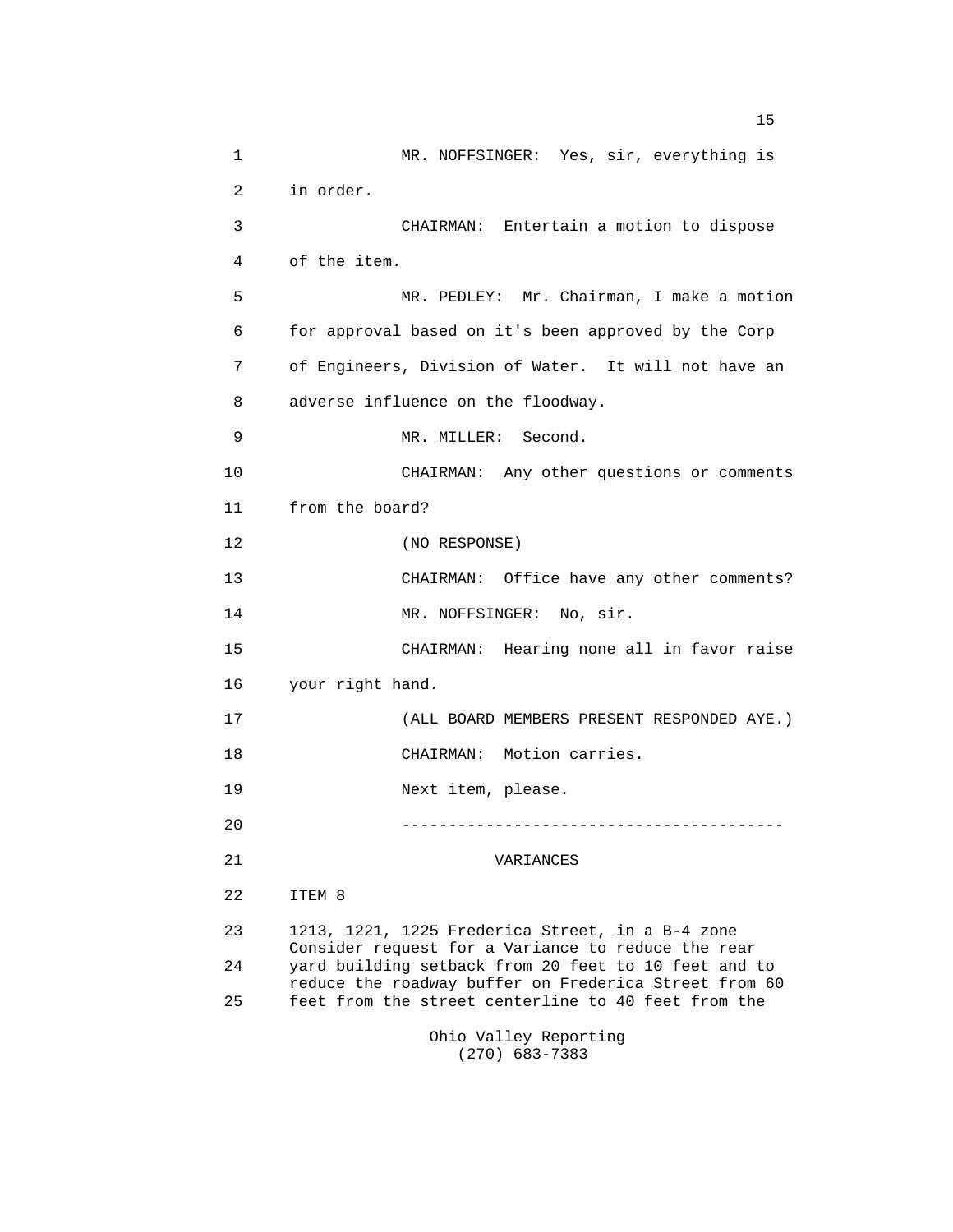MR. NOFFSINGER: Yes, sir, everything is in order.

CHAIRMAN: Entertain a motion to dispose of the item.

MR. PEDLEY: Mr. Chairman, I make a motion for approval based on it's been approved by the Corp of Engineers, Division of Water. It will not have an adverse influence on the floodway.

MR. MILLER: Second.

CHAIRMAN: Any other questions or comments from the board?

(NO RESPONSE)

CHAIRMAN: Office have any other comments?

MR. NOFFSINGER: No, sir.

CHAIRMAN: Hearing none all in favor raise your right hand.

(ALL BOARD MEMBERS PRESENT RESPONDED AYE.)

CHAIRMAN: Motion carries.

Next item, please.

----------------------------------------

VARIANCES

ITEM 8

1213, 1221, 1225 Frederica Street, in a B-4 zone
Consider request for a Variance to reduce the rear yard building setback from 20 feet to 10 feet and to reduce the roadway buffer on Frederica Street from 60 feet from the street centerline to 40 feet from the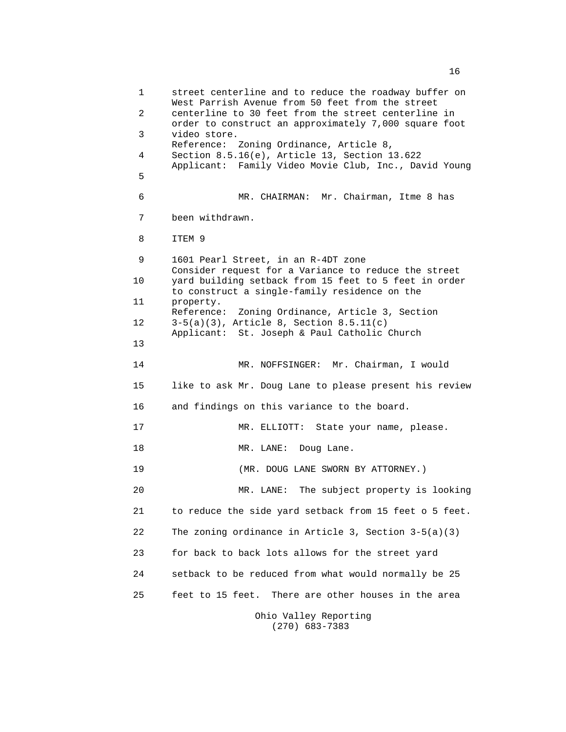1 street centerline and to reduce the roadway buffer on West Parrish Avenue from 50 feet from the street
2 centerline to 30 feet from the street centerline in order to construct an approximately 7,000 square foot
3 video store.
Reference: Zoning Ordinance, Article 8,
4 Section 8.5.16(e), Article 13, Section 13.622
Applicant: Family Video Movie Club, Inc., David Young
5

6 MR. CHAIRMAN: Mr. Chairman, Itme 8 has
7 been withdrawn.
8 ITEM 9
9 1601 Pearl Street, in an R-4DT zone
Consider request for a Variance to reduce the street
10 yard building setback from 15 feet to 5 feet in order to construct a single-family residence on the
11 property.
Reference: Zoning Ordinance, Article 3, Section
12 3-5(a)(3), Article 8, Section 8.5.11(c)
Applicant: St. Joseph & Paul Catholic Church
13

14 MR. NOFFSINGER: Mr. Chairman, I would
15 like to ask Mr. Doug Lane to please present his review
16 and findings on this variance to the board.
17 MR. ELLIOTT: State your name, please.
18 MR. LANE: Doug Lane.
19 (MR. DOUG LANE SWORN BY ATTORNEY.)
20 MR. LANE: The subject property is looking
21 to reduce the side yard setback from 15 feet o 5 feet.
22 The zoning ordinance in Article 3, Section 3-5(a)(3)
23 for back to back lots allows for the street yard
24 setback to be reduced from what would normally be 25
25 feet to 15 feet. There are other houses in the area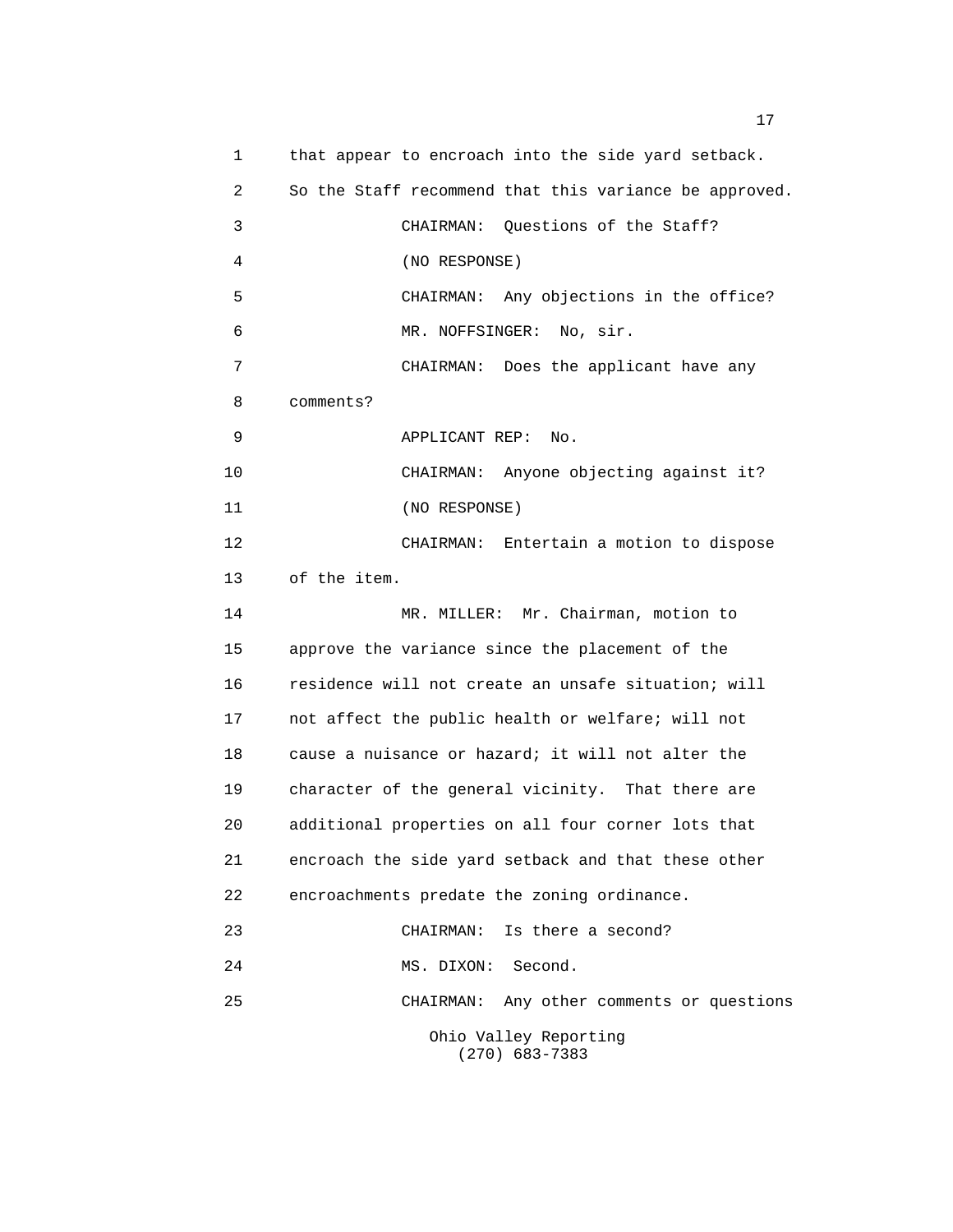that appear to encroach into the side yard setback. So the Staff recommend that this variance be approved.

CHAIRMAN: Questions of the Staff?

(NO RESPONSE)

CHAIRMAN: Any objections in the office?

MR. NOFFSINGER: No, sir.

CHAIRMAN: Does the applicant have any comments?

APPLICANT REP: No.

CHAIRMAN: Anyone objecting against it?

(NO RESPONSE)

CHAIRMAN: Entertain a motion to dispose of the item.

MR. MILLER: Mr. Chairman, motion to approve the variance since the placement of the residence will not create an unsafe situation; will not affect the public health or welfare; will not cause a nuisance or hazard; it will not alter the character of the general vicinity. That there are additional properties on all four corner lots that encroach the side yard setback and that these other encroachments predate the zoning ordinance.

CHAIRMAN: Is there a second?

MS. DIXON: Second.

CHAIRMAN: Any other comments or questions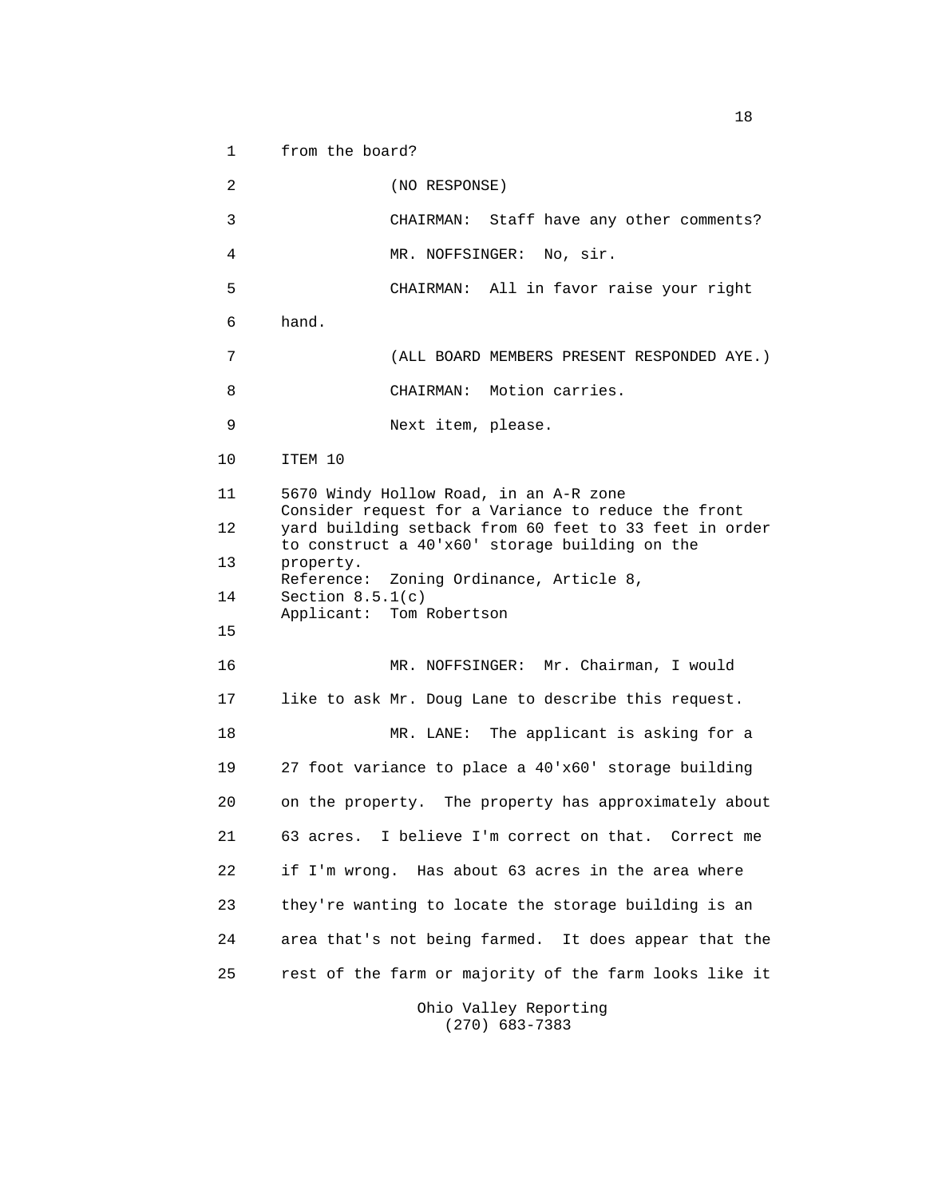from the board?

(NO RESPONSE)

CHAIRMAN: Staff have any other comments?

MR. NOFFSINGER: No, sir.

CHAIRMAN: All in favor raise your right hand.

(ALL BOARD MEMBERS PRESENT RESPONDED AYE.)

CHAIRMAN: Motion carries.

Next item, please.

ITEM 10

5670 Windy Hollow Road, in an A-R zone
Consider request for a Variance to reduce the front yard building setback from 60 feet to 33 feet in order to construct a 40'x60' storage building on the property.
Reference: Zoning Ordinance, Article 8, Section 8.5.1(c)
Applicant: Tom Robertson

MR. NOFFSINGER: Mr. Chairman, I would like to ask Mr. Doug Lane to describe this request.

MR. LANE: The applicant is asking for a 27 foot variance to place a 40'x60' storage building on the property. The property has approximately about 63 acres. I believe I'm correct on that. Correct me if I'm wrong. Has about 63 acres in the area where they're wanting to locate the storage building is an area that's not being farmed. It does appear that the rest of the farm or majority of the farm looks like it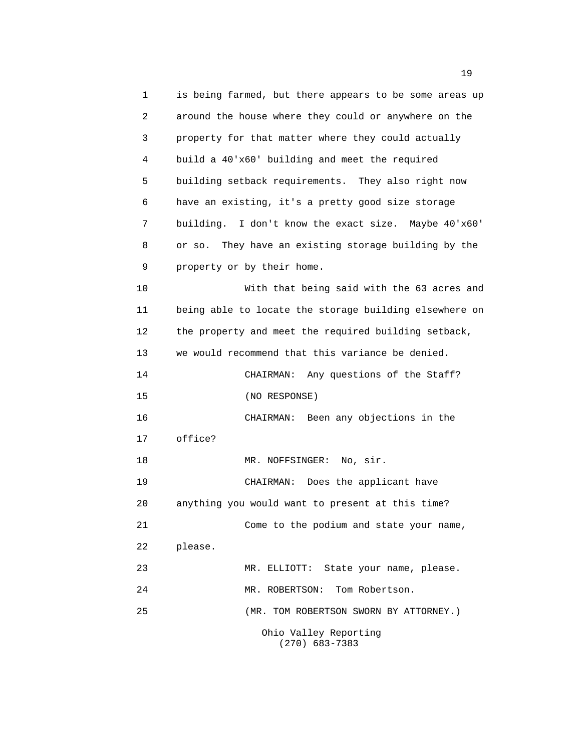is being farmed, but there appears to be some areas up around the house where they could or anywhere on the property for that matter where they could actually build a 40'x60' building and meet the required building setback requirements. They also right now have an existing, it's a pretty good size storage building. I don't know the exact size. Maybe 40'x60' or so. They have an existing storage building by the property or by their home.

With that being said with the 63 acres and being able to locate the storage building elsewhere on the property and meet the required building setback, we would recommend that this variance be denied.

CHAIRMAN: Any questions of the Staff?

(NO RESPONSE)

CHAIRMAN: Been any objections in the office?

MR. NOFFSINGER: No, sir.

CHAIRMAN: Does the applicant have anything you would want to present at this time?

Come to the podium and state your name, please.

MR. ELLIOTT: State your name, please.

MR. ROBERTSON: Tom Robertson.

(MR. TOM ROBERTSON SWORN BY ATTORNEY.)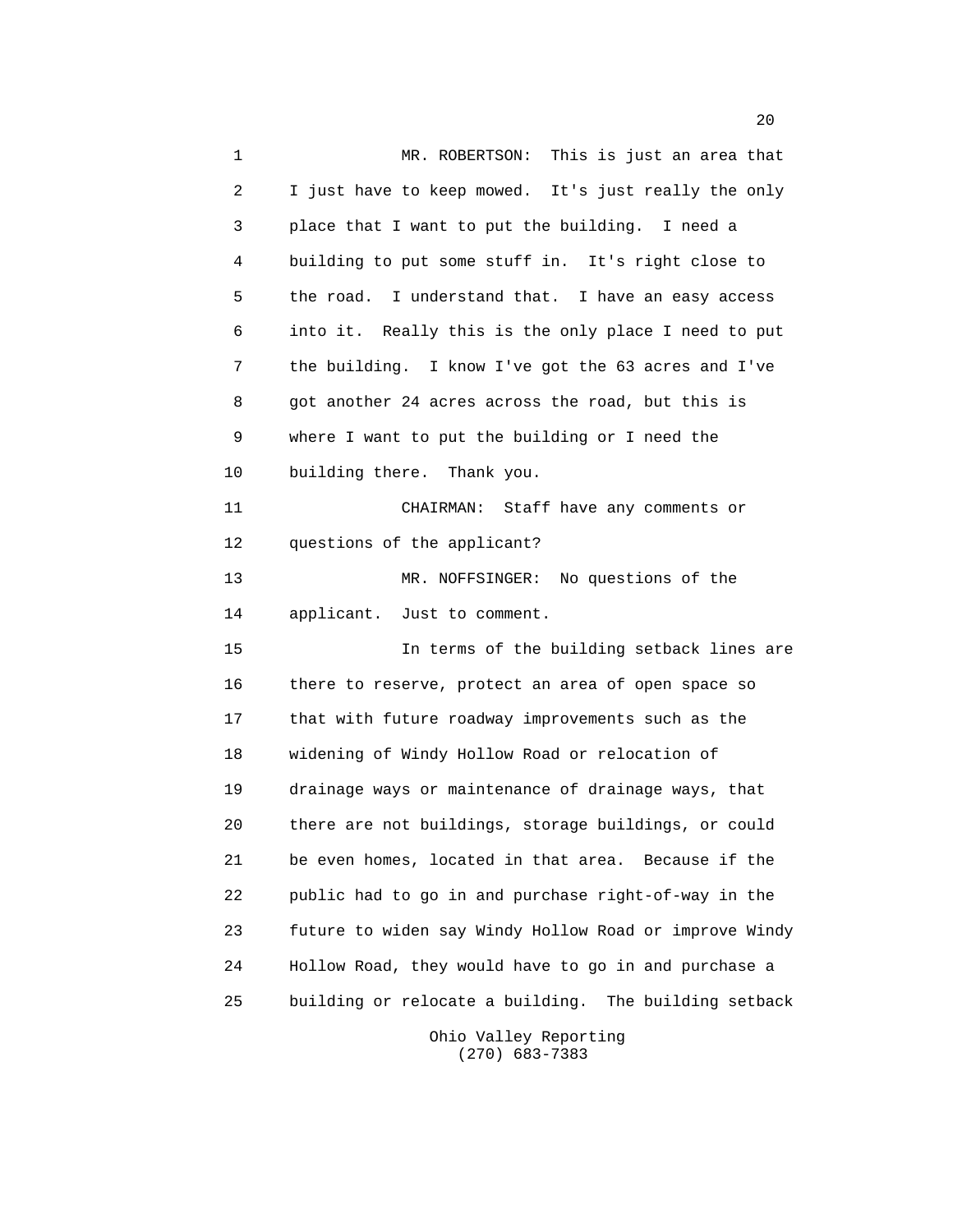MR. ROBERTSON: This is just an area that I just have to keep mowed. It's just really the only place that I want to put the building. I need a building to put some stuff in. It's right close to the road. I understand that. I have an easy access into it. Really this is the only place I need to put the building. I know I've got the 63 acres and I've got another 24 acres across the road, but this is where I want to put the building or I need the building there. Thank you.

CHAIRMAN: Staff have any comments or questions of the applicant?

MR. NOFFSINGER: No questions of the applicant. Just to comment.

In terms of the building setback lines are there to reserve, protect an area of open space so that with future roadway improvements such as the widening of Windy Hollow Road or relocation of drainage ways or maintenance of drainage ways, that there are not buildings, storage buildings, or could be even homes, located in that area. Because if the public had to go in and purchase right-of-way in the future to widen say Windy Hollow Road or improve Windy Hollow Road, they would have to go in and purchase a building or relocate a building. The building setback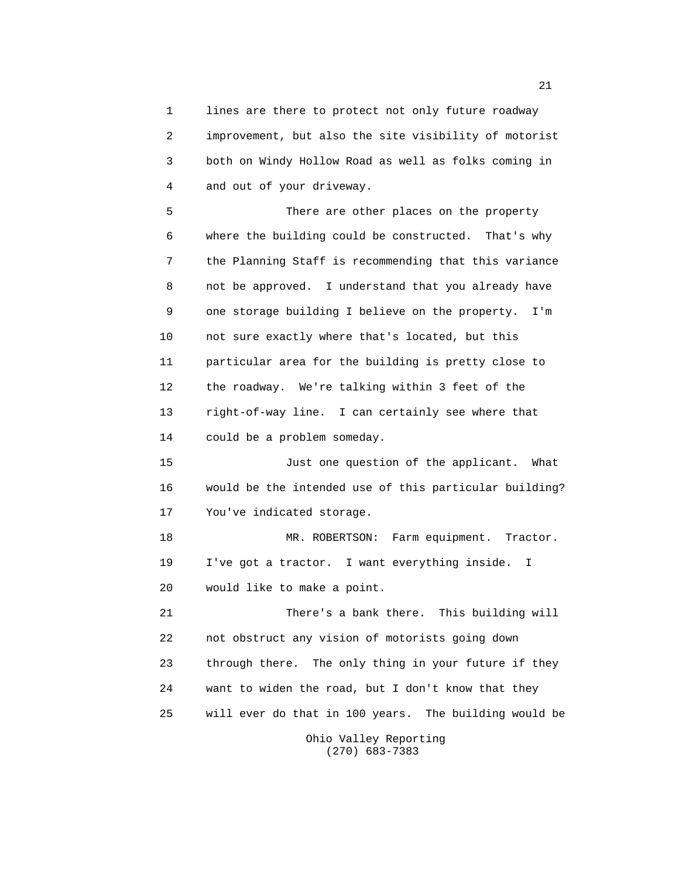lines are there to protect not only future roadway improvement, but also the site visibility of motorist both on Windy Hollow Road as well as folks coming in and out of your driveway.

There are other places on the property where the building could be constructed. That's why the Planning Staff is recommending that this variance not be approved. I understand that you already have one storage building I believe on the property. I'm not sure exactly where that's located, but this particular area for the building is pretty close to the roadway. We're talking within 3 feet of the right-of-way line. I can certainly see where that could be a problem someday.

Just one question of the applicant. What would be the intended use of this particular building? You've indicated storage.

MR. ROBERTSON: Farm equipment. Tractor. I've got a tractor. I want everything inside. I would like to make a point.

There's a bank there. This building will not obstruct any vision of motorists going down through there. The only thing in your future if they want to widen the road, but I don't know that they will ever do that in 100 years. The building would be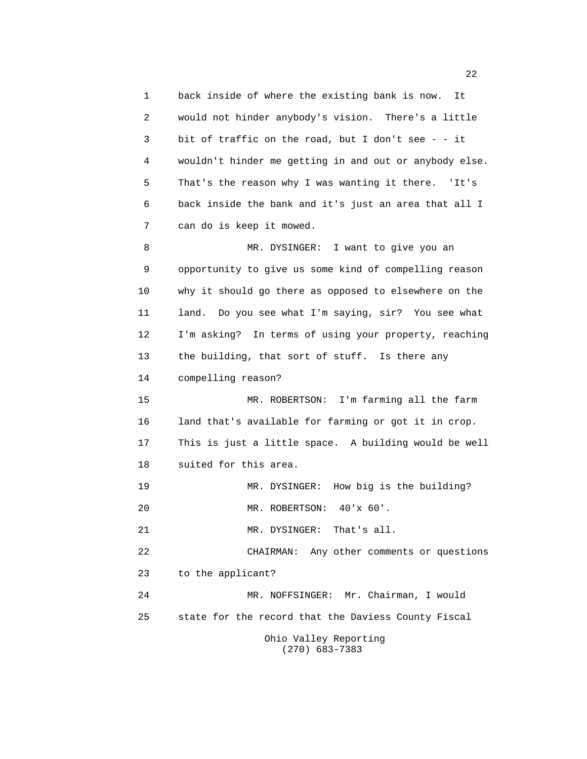back inside of where the existing bank is now. It would not hinder anybody's vision. There's a little bit of traffic on the road, but I don't see - - it wouldn't hinder me getting in and out or anybody else. That's the reason why I was wanting it there. 'It's back inside the bank and it's just an area that all I can do is keep it mowed.

MR. DYSINGER: I want to give you an opportunity to give us some kind of compelling reason why it should go there as opposed to elsewhere on the land. Do you see what I'm saying, sir? You see what I'm asking? In terms of using your property, reaching the building, that sort of stuff. Is there any compelling reason?

MR. ROBERTSON: I'm farming all the farm land that's available for farming or got it in crop. This is just a little space. A building would be well suited for this area.

MR. DYSINGER: How big is the building?

MR. ROBERTSON: 40'x 60'.

MR. DYSINGER: That's all.

CHAIRMAN: Any other comments or questions to the applicant?

MR. NOFFSINGER: Mr. Chairman, I would state for the record that the Daviess County Fiscal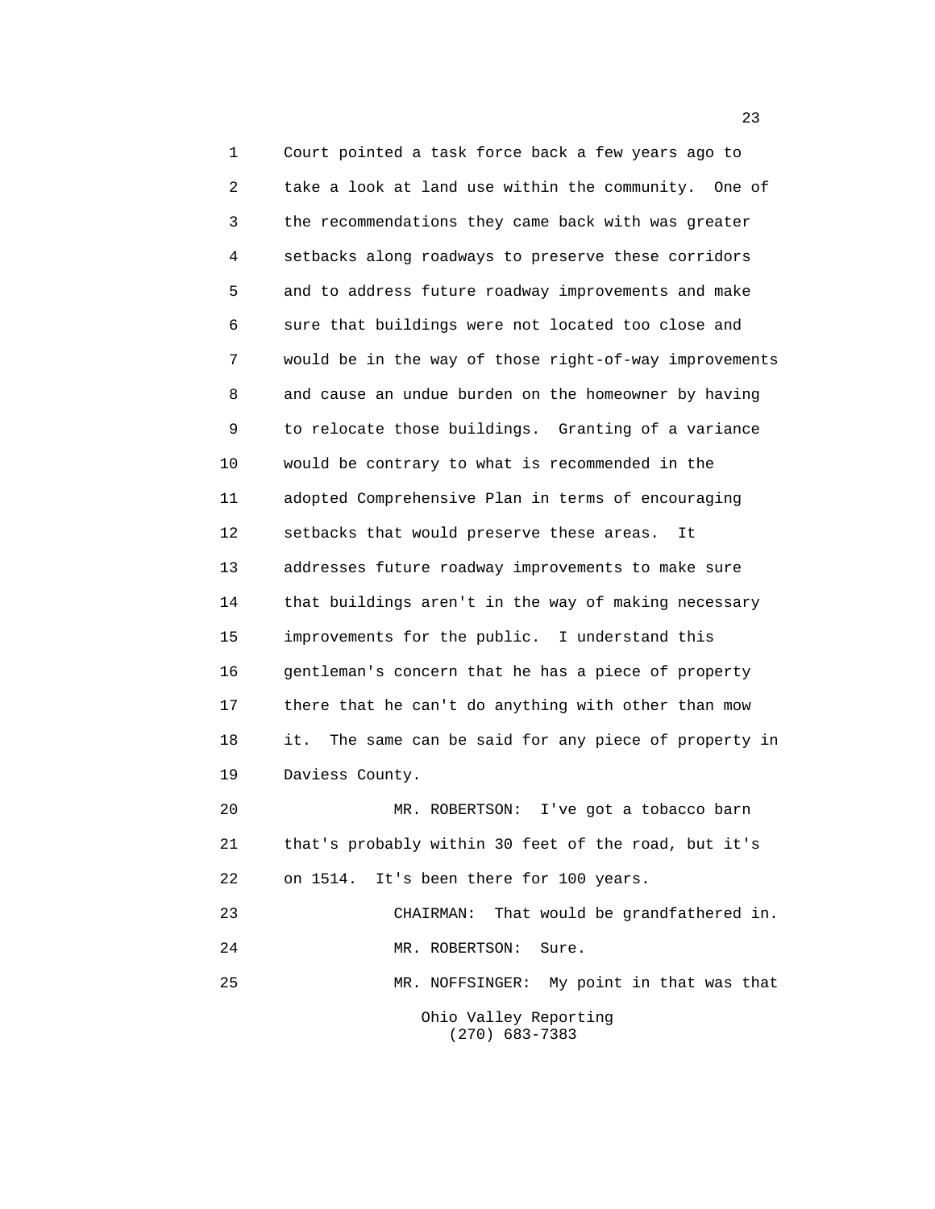Court pointed a task force back a few years ago to take a look at land use within the community. One of the recommendations they came back with was greater setbacks along roadways to preserve these corridors and to address future roadway improvements and make sure that buildings were not located too close and would be in the way of those right-of-way improvements and cause an undue burden on the homeowner by having to relocate those buildings. Granting of a variance would be contrary to what is recommended in the adopted Comprehensive Plan in terms of encouraging setbacks that would preserve these areas. It addresses future roadway improvements to make sure that buildings aren't in the way of making necessary improvements for the public. I understand this gentleman's concern that he has a piece of property there that he can't do anything with other than mow it. The same can be said for any piece of property in Daviess County.

MR. ROBERTSON: I've got a tobacco barn that's probably within 30 feet of the road, but it's on 1514. It's been there for 100 years.

CHAIRMAN: That would be grandfathered in.

MR. ROBERTSON: Sure.

MR. NOFFSINGER: My point in that was that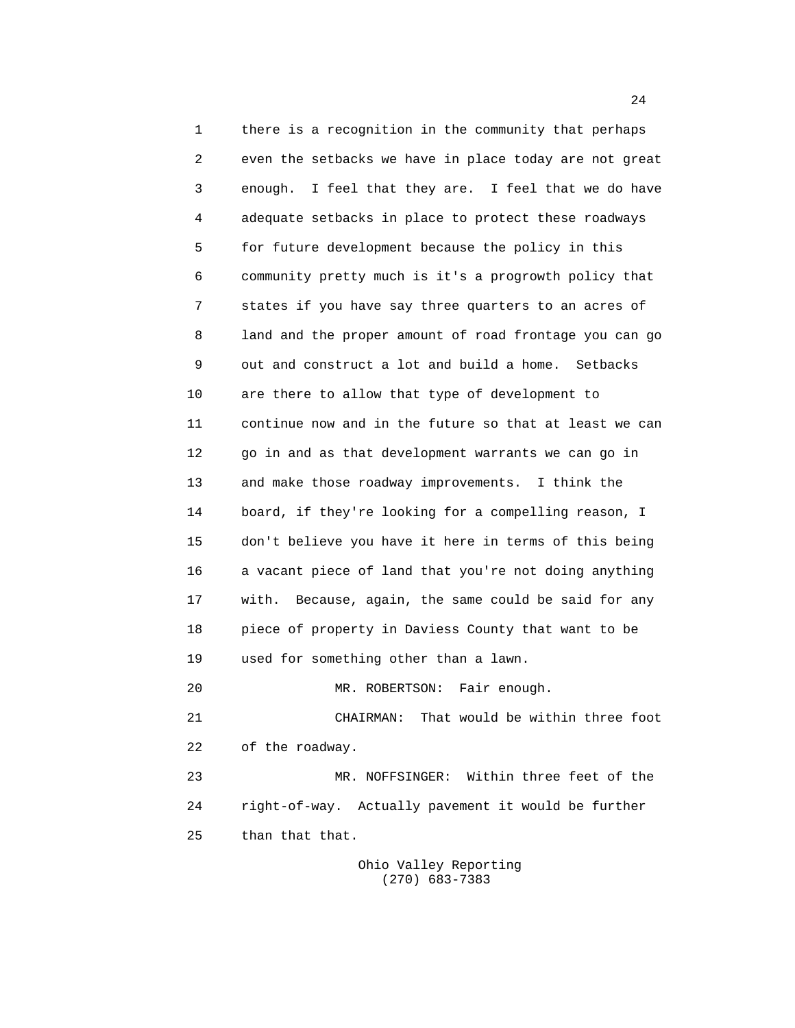there is a recognition in the community that perhaps even the setbacks we have in place today are not great enough. I feel that they are. I feel that we do have adequate setbacks in place to protect these roadways for future development because the policy in this community pretty much is it's a progrowth policy that states if you have say three quarters to an acres of land and the proper amount of road frontage you can go out and construct a lot and build a home. Setbacks are there to allow that type of development to continue now and in the future so that at least we can go in and as that development warrants we can go in and make those roadway improvements. I think the board, if they're looking for a compelling reason, I don't believe you have it here in terms of this being a vacant piece of land that you're not doing anything with. Because, again, the same could be said for any piece of property in Daviess County that want to be used for something other than a lawn.

MR. ROBERTSON: Fair enough.

CHAIRMAN: That would be within three foot of the roadway.

MR. NOFFSINGER: Within three feet of the right-of-way. Actually pavement it would be further than that that.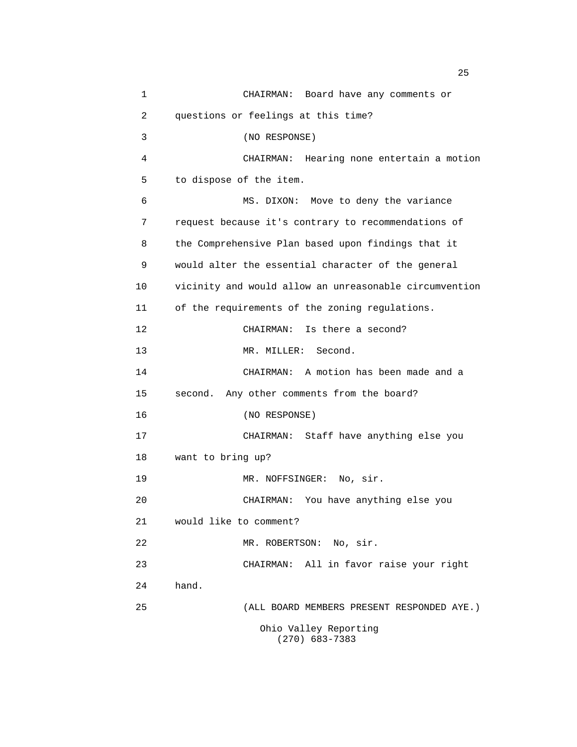CHAIRMAN: Board have any comments or questions or feelings at this time?

(NO RESPONSE)

CHAIRMAN: Hearing none entertain a motion to dispose of the item.

MS. DIXON: Move to deny the variance request because it's contrary to recommendations of the Comprehensive Plan based upon findings that it would alter the essential character of the general vicinity and would allow an unreasonable circumvention of the requirements of the zoning regulations.

CHAIRMAN: Is there a second?

MR. MILLER: Second.

CHAIRMAN: A motion has been made and a second. Any other comments from the board?

(NO RESPONSE)

CHAIRMAN: Staff have anything else you want to bring up?

MR. NOFFSINGER: No, sir.

CHAIRMAN: You have anything else you would like to comment?

MR. ROBERTSON: No, sir.

CHAIRMAN: All in favor raise your right hand.

(ALL BOARD MEMBERS PRESENT RESPONDED AYE.)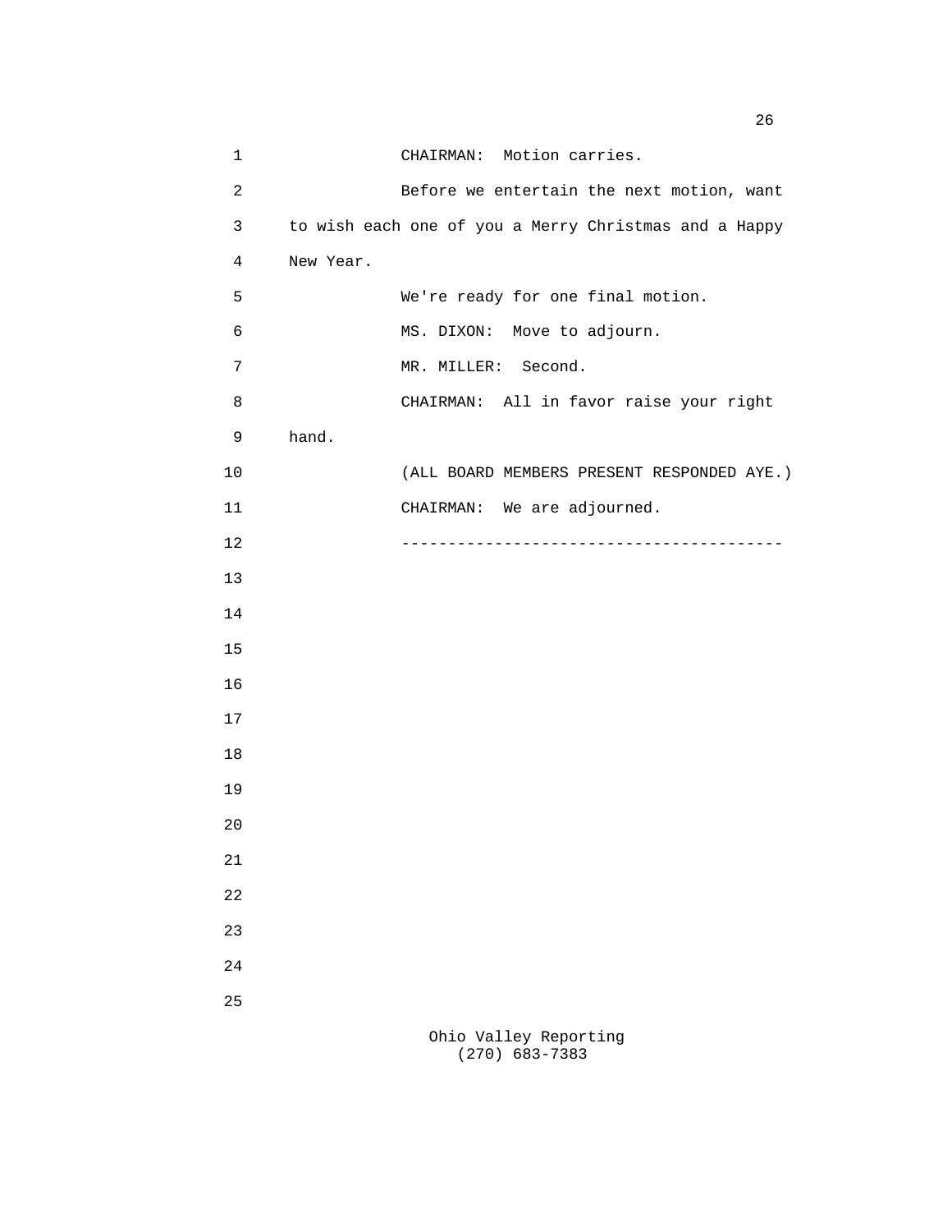CHAIRMAN: Motion carries.

Before we entertain the next motion, want to wish each one of you a Merry Christmas and a Happy New Year.

We're ready for one final motion.

MS. DIXON: Move to adjourn.

MR. MILLER: Second.

CHAIRMAN: All in favor raise your right hand.

(ALL BOARD MEMBERS PRESENT RESPONDED AYE.)

CHAIRMAN: We are adjourned.

----------------------------------------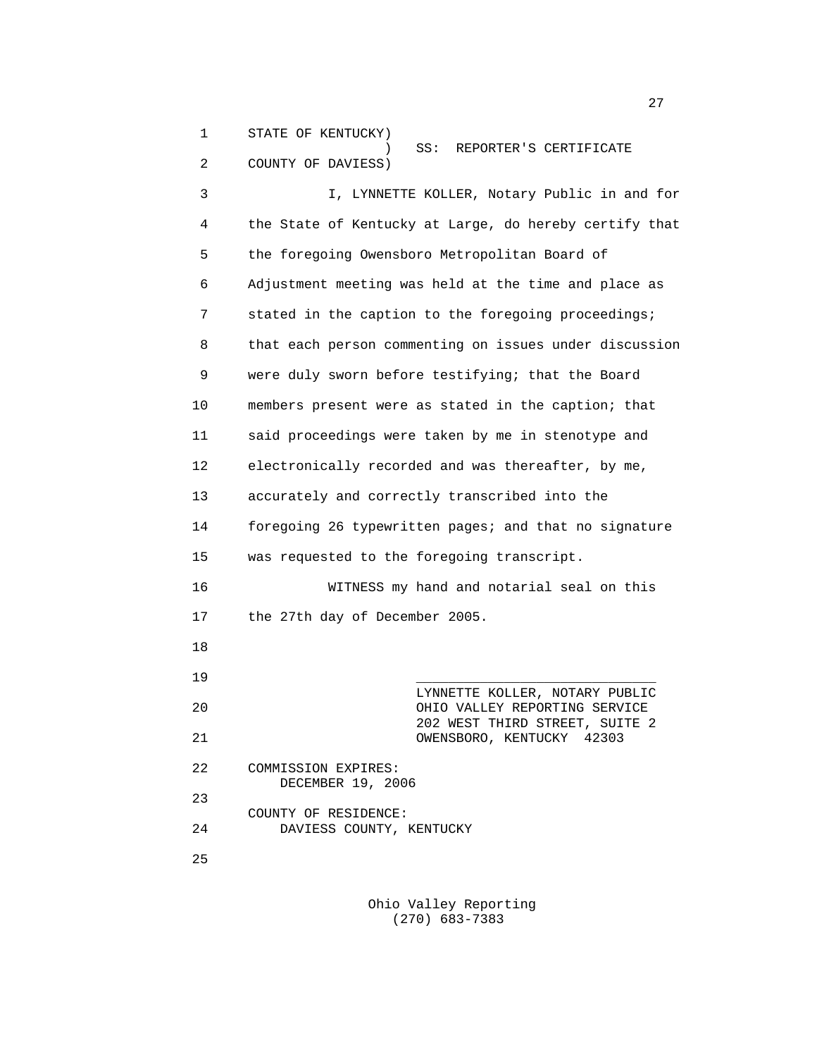STATE OF KENTUCKY)
 ) SS: REPORTER'S CERTIFICATE
COUNTY OF DAVIESS)

I, LYNNETTE KOLLER, Notary Public in and for the State of Kentucky at Large, do hereby certify that the foregoing Owensboro Metropolitan Board of Adjustment meeting was held at the time and place as stated in the caption to the foregoing proceedings; that each person commenting on issues under discussion were duly sworn before testifying; that the Board members present were as stated in the caption; that said proceedings were taken by me in stenotype and electronically recorded and was thereafter, by me, accurately and correctly transcribed into the foregoing 26 typewritten pages; and that no signature was requested to the foregoing transcript.

WITNESS my hand and notarial seal on this the 27th day of December 2005.

______________________________
LYNNETTE KOLLER, NOTARY PUBLIC
OHIO VALLEY REPORTING SERVICE
202 WEST THIRD STREET, SUITE 2
OWENSBORO, KENTUCKY 42303

COMMISSION EXPIRES:
DECEMBER 19, 2006

COUNTY OF RESIDENCE:
DAVIESS COUNTY, KENTUCKY